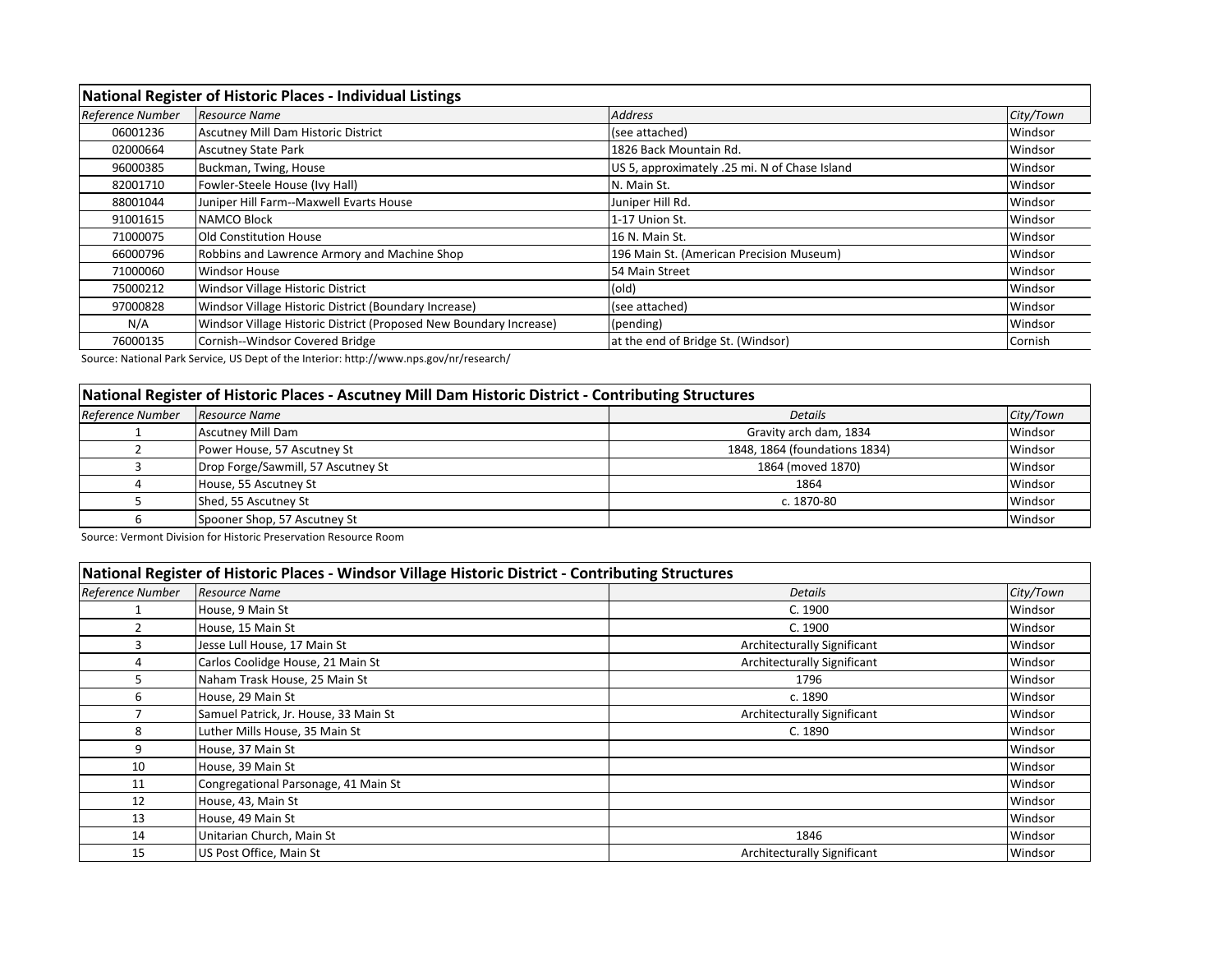## National Register of Historic Places - Individual Listings

| Reference Number | Resource Name | Address | City/Town |
|---|---|---|---|
| 06001236 | Ascutney Mill Dam Historic District | (see attached) | Windsor |
| 02000664 | Ascutney State Park | 1826 Back Mountain Rd. | Windsor |
| 96000385 | Buckman, Twing, House | US 5, approximately .25 mi. N of Chase Island | Windsor |
| 82001710 | Fowler-Steele House (Ivy Hall) | N. Main St. | Windsor |
| 88001044 | Juniper Hill Farm--Maxwell Evarts House | Juniper Hill Rd. | Windsor |
| 91001615 | NAMCO Block | 1-17 Union St. | Windsor |
| 71000075 | Old Constitution House | 16 N. Main St. | Windsor |
| 66000796 | Robbins and Lawrence Armory and Machine Shop | 196 Main St. (American Precision Museum) | Windsor |
| 71000060 | Windsor House | 54 Main Street | Windsor |
| 75000212 | Windsor Village Historic District | (old) | Windsor |
| 97000828 | Windsor Village Historic District (Boundary Increase) | (see attached) | Windsor |
| N/A | Windsor Village Historic District (Proposed New Boundary Increase) | (pending) | Windsor |
| 76000135 | Cornish--Windsor Covered Bridge | at the end of Bridge St. (Windsor) | Cornish |

Source: National Park Service, US Dept of the Interior: http://www.nps.gov/nr/research/

## National Register of Historic Places - Ascutney Mill Dam Historic District - Contributing Structures

| Reference Number | Resource Name | Details | City/Town |
|---|---|---|---|
| 1 | Ascutney Mill Dam | Gravity arch dam, 1834 | Windsor |
| 2 | Power House, 57 Ascutney St | 1848, 1864 (foundations 1834) | Windsor |
| 3 | Drop Forge/Sawmill, 57 Ascutney St | 1864 (moved 1870) | Windsor |
| 4 | House, 55 Ascutney St | 1864 | Windsor |
| 5 | Shed, 55 Ascutney St | c. 1870-80 | Windsor |
| 6 | Spooner Shop, 57 Ascutney St | | Windsor |

Source: Vermont Division for Historic Preservation Resource Room

## National Register of Historic Places - Windsor Village Historic District - Contributing Structures

| Reference Number | Resource Name | Details | City/Town |
|---|---|---|---|
| 1 | House, 9 Main St | C. 1900 | Windsor |
| 2 | House, 15 Main St | C. 1900 | Windsor |
| 3 | Jesse Lull House, 17 Main St | Architecturally Significant | Windsor |
| 4 | Carlos Coolidge House, 21 Main St | Architecturally Significant | Windsor |
| 5 | Naham Trask House, 25 Main St | 1796 | Windsor |
| 6 | House, 29 Main St | c. 1890 | Windsor |
| 7 | Samuel Patrick, Jr. House, 33 Main St | Architecturally Significant | Windsor |
| 8 | Luther Mills House, 35 Main St | C. 1890 | Windsor |
| 9 | House, 37 Main St | | Windsor |
| 10 | House, 39 Main St | | Windsor |
| 11 | Congregational Parsonage, 41 Main St | | Windsor |
| 12 | House, 43, Main St | | Windsor |
| 13 | House, 49 Main St | | Windsor |
| 14 | Unitarian Church, Main St | 1846 | Windsor |
| 15 | US Post Office, Main St | Architecturally Significant | Windsor |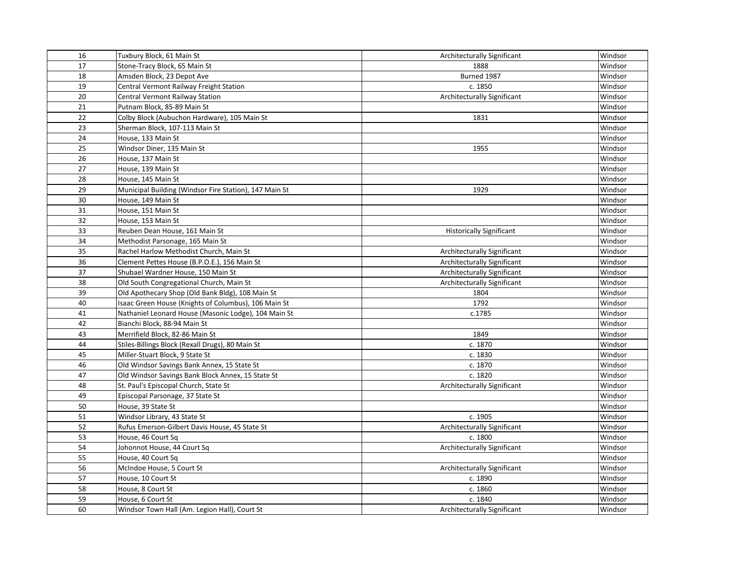| 16 | Tuxbury Block, 61 Main St | Architecturally Significant | Windsor |
|---|---|---|---|
| 17 | Stone-Tracy Block, 65 Main St | 1888 | Windsor |
| 18 | Amsden Block, 23 Depot Ave | Burned 1987 | Windsor |
| 19 | Central Vermont Railway Freight Station | c. 1850 | Windsor |
| 20 | Central Vermont Railway Station | Architecturally Significant | Windsor |
| 21 | Putnam Block, 85-89 Main St | | Windsor |
| 22 | Colby Block (Aubuchon Hardware), 105 Main St | 1831 | Windsor |
| 23 | Sherman Block, 107-113 Main St | | Windsor |
| 24 | House, 133 Main St | | Windsor |
| 25 | Windsor Diner, 135 Main St | 1955 | Windsor |
| 26 | House, 137 Main St | | Windsor |
| 27 | House, 139 Main St | | Windsor |
| 28 | House, 145 Main St | | Windsor |
| 29 | Municipal Building (Windsor Fire Station), 147 Main St | 1929 | Windsor |
| 30 | House, 149 Main St | | Windsor |
| 31 | House, 151 Main St | | Windsor |
| 32 | House, 153 Main St | | Windsor |
| 33 | Reuben Dean House, 161 Main St | Historically Significant | Windsor |
| 34 | Methodist Parsonage, 165 Main St | | Windsor |
| 35 | Rachel Harlow Methodist Church, Main St | Architecturally Significant | Windsor |
| 36 | Clement Pettes House (B.P.O.E.), 156 Main St | Architecturally Significant | Windsor |
| 37 | Shubael Wardner House, 150 Main St | Architecturally Significant | Windsor |
| 38 | Old South Congregational Church, Main St | Architecturally Significant | Windsor |
| 39 | Old Apothecary Shop (Old Bank Bldg), 108 Main St | 1804 | Windsor |
| 40 | Isaac Green House (Knights of Columbus), 106 Main St | 1792 | Windsor |
| 41 | Nathaniel Leonard House (Masonic Lodge), 104 Main St | c.1785 | Windsor |
| 42 | Bianchi Block, 88-94 Main St | | Windsor |
| 43 | Merrifield Block, 82-86 Main St | 1849 | Windsor |
| 44 | Stiles-Billings Block (Rexall Drugs), 80 Main St | c. 1870 | Windsor |
| 45 | Miller-Stuart Block, 9 State St | c. 1830 | Windsor |
| 46 | Old Windsor Savings Bank Annex, 15 State St | c. 1870 | Windsor |
| 47 | Old Windsor Savings Bank Block Annex, 15 State St | c. 1820 | Windsor |
| 48 | St. Paul's Episcopal Church, State St | Architecturally Significant | Windsor |
| 49 | Episcopal Parsonage, 37 State St | | Windsor |
| 50 | House, 39 State St | | Windsor |
| 51 | Windsor Library, 43 State St | c. 1905 | Windsor |
| 52 | Rufus Emerson-Gilbert Davis House, 45 State St | Architecturally Significant | Windsor |
| 53 | House, 46 Court Sq | c. 1800 | Windsor |
| 54 | Johonnot House, 44 Court Sq | Architecturally Significant | Windsor |
| 55 | House, 40 Court Sq | | Windsor |
| 56 | McIndoe House, 5 Court St | Architecturally Significant | Windsor |
| 57 | House, 10 Court St | c. 1890 | Windsor |
| 58 | House, 8 Court St | c. 1860 | Windsor |
| 59 | House, 6 Court St | c. 1840 | Windsor |
| 60 | Windsor Town Hall (Am. Legion Hall), Court St | Architecturally Significant | Windsor |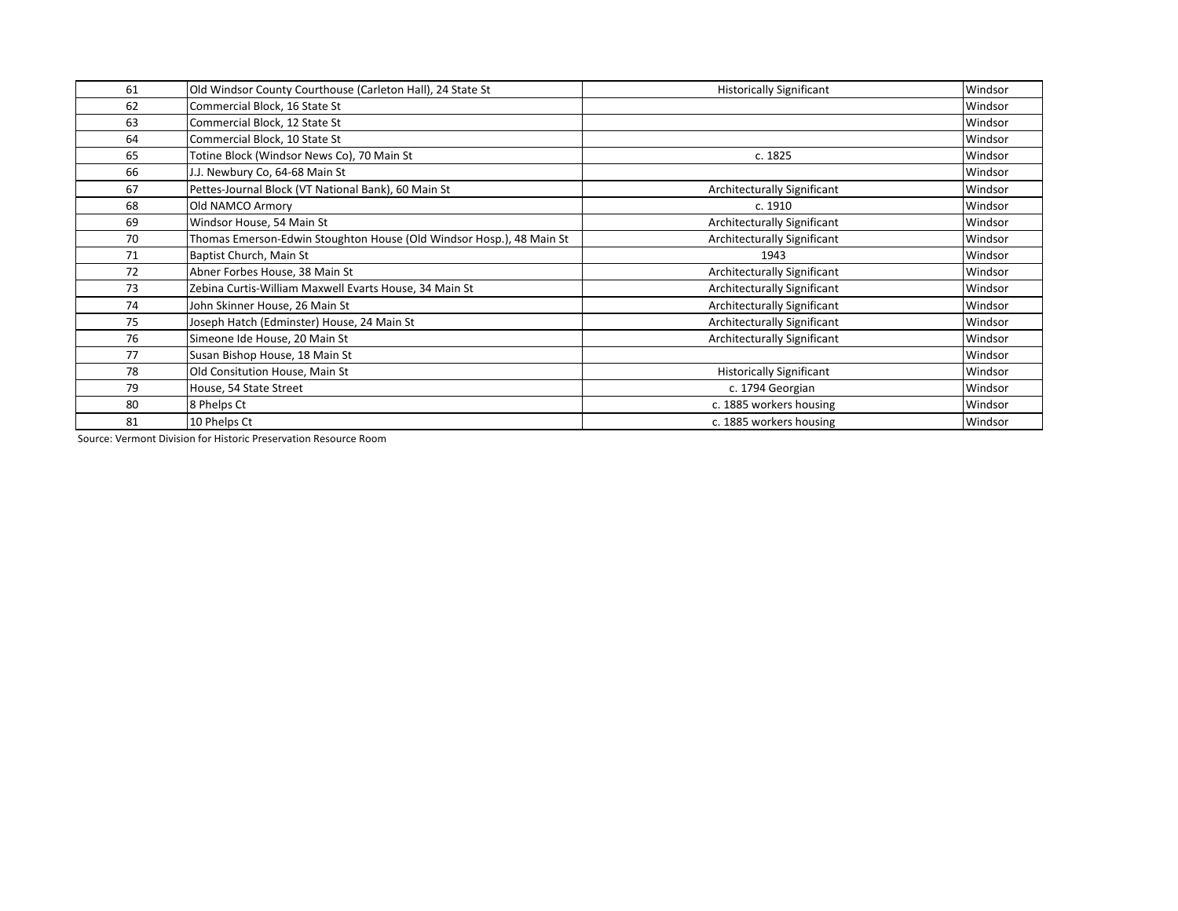| | | | |
|---|---|---|---|
| 61 | Old Windsor County Courthouse (Carleton Hall), 24 State St | Historically Significant | Windsor |
| 62 | Commercial Block, 16 State St | | Windsor |
| 63 | Commercial Block, 12 State St | | Windsor |
| 64 | Commercial Block, 10 State St | | Windsor |
| 65 | Totine Block (Windsor News Co), 70 Main St | c. 1825 | Windsor |
| 66 | J.J. Newbury Co, 64-68 Main St | | Windsor |
| 67 | Pettes-Journal Block (VT National Bank), 60 Main St | Architecturally Significant | Windsor |
| 68 | Old NAMCO Armory | c. 1910 | Windsor |
| 69 | Windsor House, 54 Main St | Architecturally Significant | Windsor |
| 70 | Thomas Emerson-Edwin Stoughton House (Old Windsor Hosp.), 48 Main St | Architecturally Significant | Windsor |
| 71 | Baptist Church, Main St | 1943 | Windsor |
| 72 | Abner Forbes House, 38 Main St | Architecturally Significant | Windsor |
| 73 | Zebina Curtis-William Maxwell Evarts House, 34 Main St | Architecturally Significant | Windsor |
| 74 | John Skinner House, 26 Main St | Architecturally Significant | Windsor |
| 75 | Joseph Hatch (Edminster) House, 24 Main St | Architecturally Significant | Windsor |
| 76 | Simeone Ide House, 20 Main St | Architecturally Significant | Windsor |
| 77 | Susan Bishop House, 18 Main St | | Windsor |
| 78 | Old Consitution House, Main St | Historically Significant | Windsor |
| 79 | House, 54 State Street | c. 1794 Georgian | Windsor |
| 80 | 8 Phelps Ct | c. 1885 workers housing | Windsor |
| 81 | 10 Phelps Ct | c. 1885 workers housing | Windsor |

Source: Vermont Division for Historic Preservation Resource Room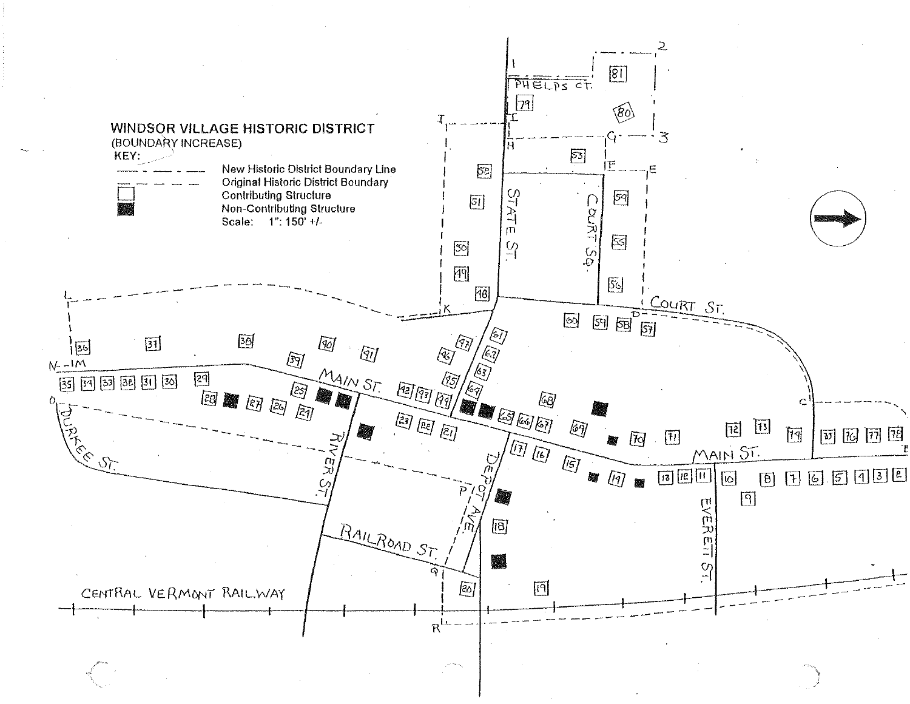**WINDSOR VILLAGE HISTORIC DISTRICT**
(BOUNDARY INCREASE)
KEY:

- New Historic District Boundary Line
- Original Historic District Boundary
- Contributing Structure
- Non-Contributing Structure
- Scale: 1": 150' +/-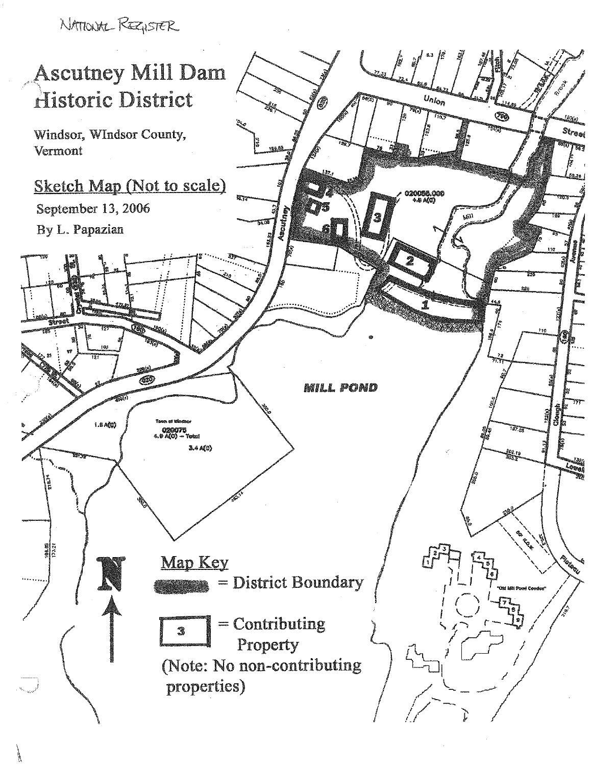NATIONAL REGISTER

# Ascutney Mill Dam Historic District

Windsor, WIndsor County, Vermont

Sketch Map (Not to scale)

September 13, 2006

By L. Papazian

Union Street

Ascutney

Mill

MILL POND

Clough Avenue

Lowell

Plateau

020056.000
4.8 A(C)

Town of Windsor
020070
4.9 A(C) - Total
3.4 A(C)

1.6 A(C)

"Old Mill Pond Condos"

Map Key

= District Boundary

= Contributing Property

(Note: No non-contributing properties)